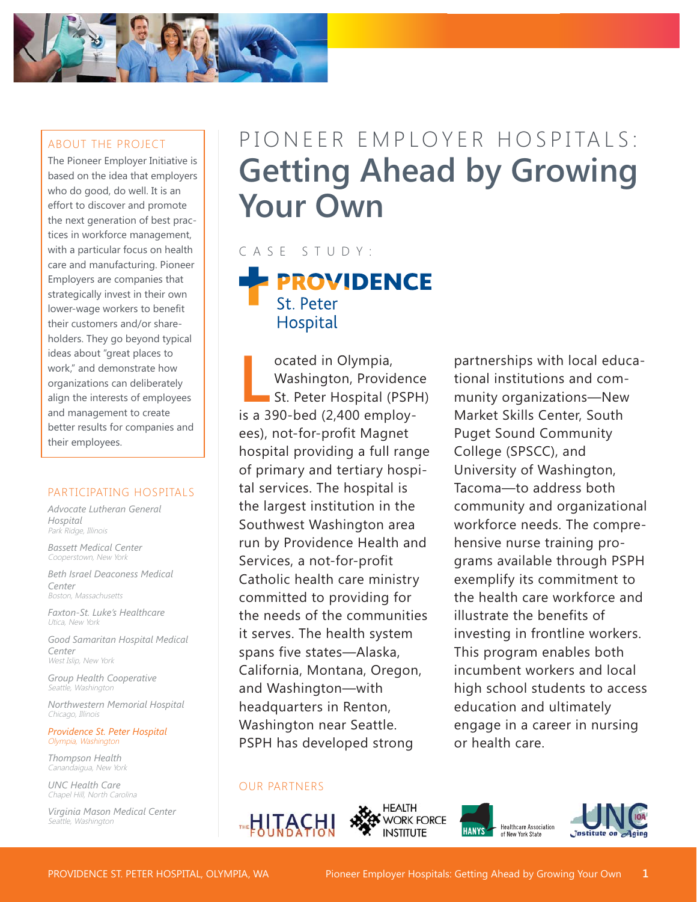# PIONEER EMPLOYER HOSPITALS: Getting Ahead by Growing Your Own

CASE STUDY:

**PROVIDENCE**
St. Peter Hospital

Located in Olympia, Washington, Providence St. Peter Hospital (PSPH) is a 390-bed (2,400 employees), not-for-profit Magnet hospital providing a full range of primary and tertiary hospital services. The hospital is the largest institution in the Southwest Washington area run by Providence Health and Services, a not-for-profit Catholic health care ministry committed to providing for the needs of the communities it serves. The health system spans five states—Alaska, California, Montana, Oregon, and Washington—with headquarters in Renton, Washington near Seattle. PSPH has developed strong partnerships with local educational institutions and community organizations—New Market Skills Center, South Puget Sound Community College (SPSCC), and University of Washington, Tacoma—to address both community and organizational workforce needs. The comprehensive nurse training programs available through PSPH exemplify its commitment to the health care workforce and illustrate the benefits of investing in frontline workers. This program enables both incumbent workers and local high school students to access education and ultimately engage in a career in nursing or health care.

## ABOUT THE PROJECT

The Pioneer Employer Initiative is based on the idea that employers who do good, do well. It is an effort to discover and promote the next generation of best practices in workforce management, with a particular focus on health care and manufacturing. Pioneer Employers are companies that strategically invest in their own lower-wage workers to benefit their customers and/or shareholders. They go beyond typical ideas about "great places to work," and demonstrate how organizations can deliberately align the interests of employees and management to create better results for companies and their employees.

## PARTICIPATING HOSPITALS

*Advocate Lutheran General Hospital*
*Park Ridge, Illinois*

*Bassett Medical Center*
*Cooperstown, New York*

*Beth Israel Deaconess Medical Center*
*Boston, Massachusetts*

*Faxton-St. Luke's Healthcare*
*Utica, New York*

*Good Samaritan Hospital Medical Center*
*West Islip, New York*

*Group Health Cooperative*
*Seattle, Washington*

*Northwestern Memorial Hospital*
*Chicago, Illinois*

*Providence St. Peter Hospital*
*Olympia, Washington*

*Thompson Health*
*Canandaigua, New York*

*UNC Health Care*
*Chapel Hill, North Carolina*

*Virginia Mason Medical Center*
*Seattle, Washington*

## OUR PARTNERS

The Hitachi Foundation · Health Workforce Institute · HANYS Healthcare Association of New York State · UNC Institute on Aging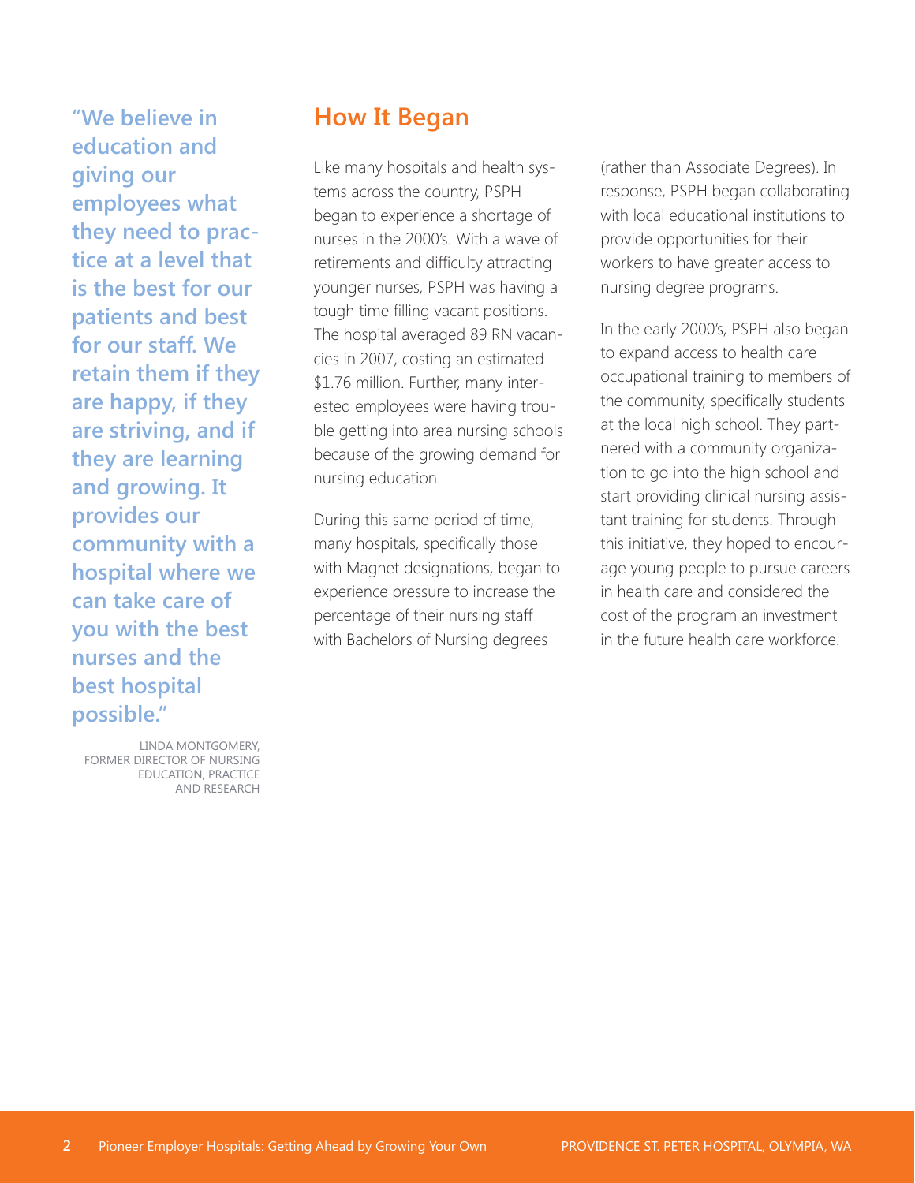> "We believe in education and giving our employees what they need to practice at a level that is the best for our patients and best for our staff. We retain them if they are happy, if they are striving, and if they are learning and growing. It provides our community with a hospital where we can take care of you with the best nurses and the best hospital possible."
>
> LINDA MONTGOMERY, FORMER DIRECTOR OF NURSING EDUCATION, PRACTICE AND RESEARCH

## How It Began

Like many hospitals and health systems across the country, PSPH began to experience a shortage of nurses in the 2000's. With a wave of retirements and difficulty attracting younger nurses, PSPH was having a tough time filling vacant positions. The hospital averaged 89 RN vacancies in 2007, costing an estimated $1.76 million. Further, many interested employees were having trouble getting into area nursing schools because of the growing demand for nursing education.

During this same period of time, many hospitals, specifically those with Magnet designations, began to experience pressure to increase the percentage of their nursing staff with Bachelors of Nursing degrees (rather than Associate Degrees). In response, PSPH began collaborating with local educational institutions to provide opportunities for their workers to have greater access to nursing degree programs.

In the early 2000's, PSPH also began to expand access to health care occupational training to members of the community, specifically students at the local high school. They partnered with a community organization to go into the high school and start providing clinical nursing assistant training for students. Through this initiative, they hoped to encourage young people to pursue careers in health care and considered the cost of the program an investment in the future health care workforce.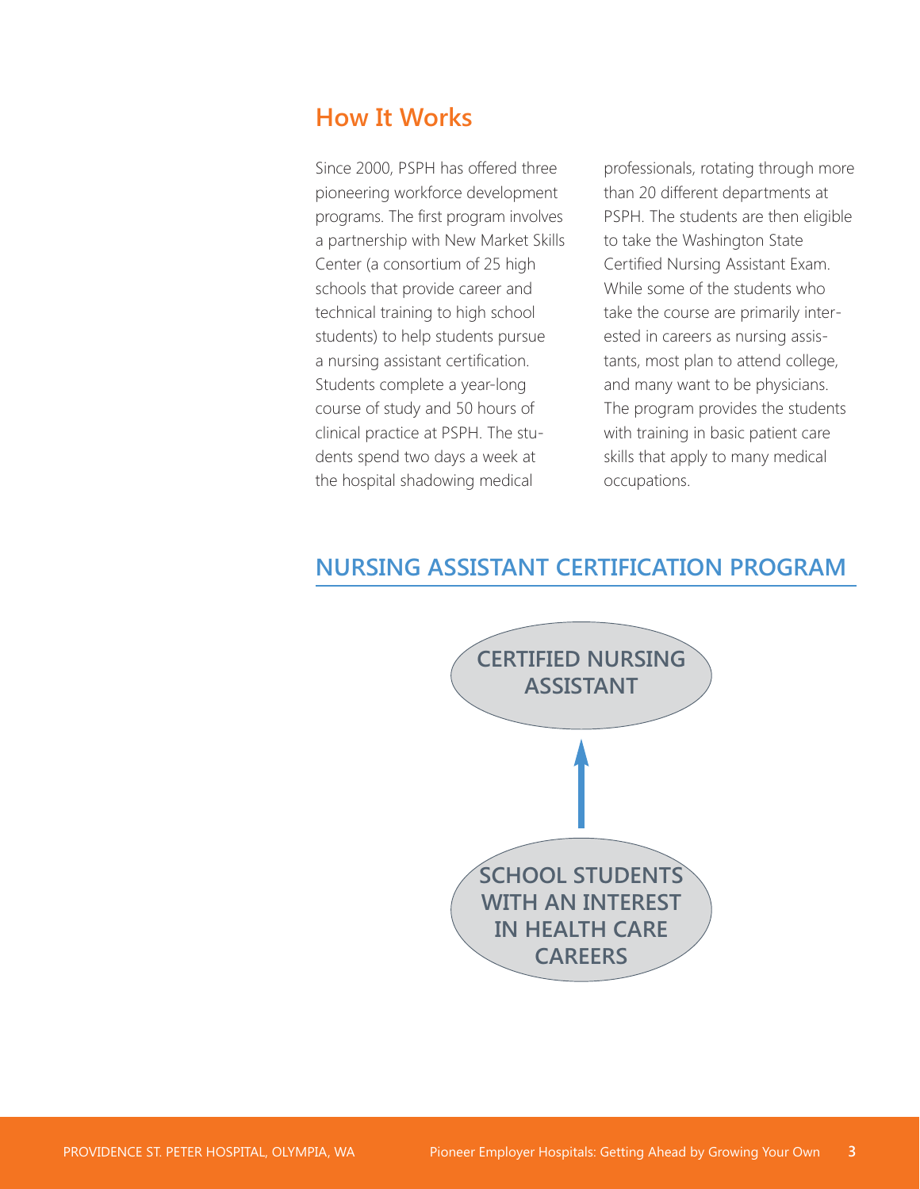## How It Works

Since 2000, PSPH has offered three pioneering workforce development programs. The first program involves a partnership with New Market Skills Center (a consortium of 25 high schools that provide career and technical training to high school students) to help students pursue a nursing assistant certification. Students complete a year-long course of study and 50 hours of clinical practice at PSPH. The students spend two days a week at the hospital shadowing medical professionals, rotating through more than 20 different departments at PSPH. The students are then eligible to take the Washington State Certified Nursing Assistant Exam. While some of the students who take the course are primarily interested in careers as nursing assistants, most plan to attend college, and many want to be physicians. The program provides the students with training in basic patient care skills that apply to many medical occupations.

## NURSING ASSISTANT CERTIFICATION PROGRAM

CERTIFIED NURSING ASSISTANT

↑

SCHOOL STUDENTS WITH AN INTEREST IN HEALTH CARE CAREERS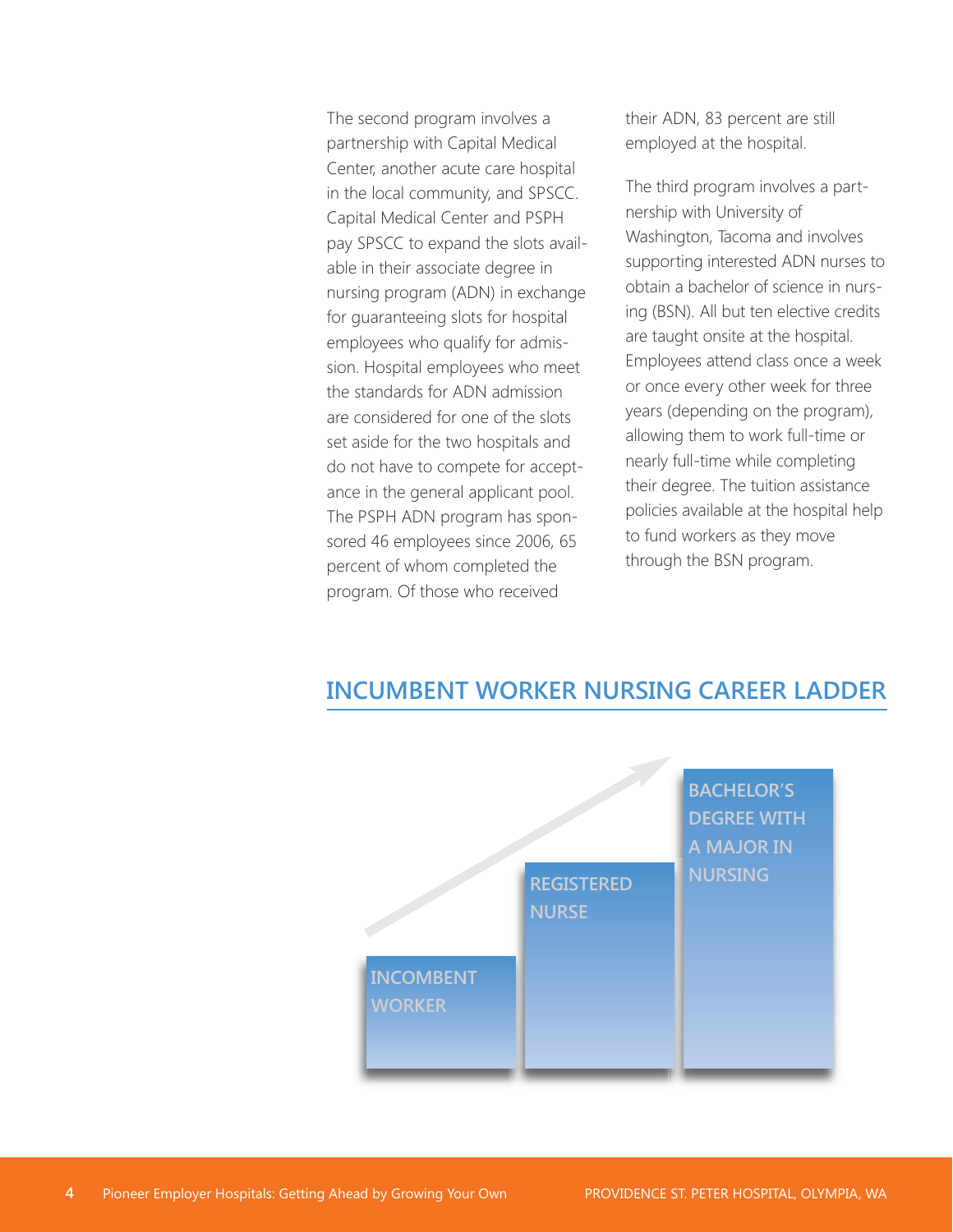The second program involves a partnership with Capital Medical Center, another acute care hospital in the local community, and SPSCC. Capital Medical Center and PSPH pay SPSCC to expand the slots available in their associate degree in nursing program (ADN) in exchange for guaranteeing slots for hospital employees who qualify for admission. Hospital employees who meet the standards for ADN admission are considered for one of the slots set aside for the two hospitals and do not have to compete for acceptance in the general applicant pool. The PSPH ADN program has sponsored 46 employees since 2006, 65 percent of whom completed the program. Of those who received their ADN, 83 percent are still employed at the hospital.

The third program involves a partnership with University of Washington, Tacoma and involves supporting interested ADN nurses to obtain a bachelor of science in nursing (BSN). All but ten elective credits are taught onsite at the hospital. Employees attend class once a week or once every other week for three years (depending on the program), allowing them to work full-time or nearly full-time while completing their degree. The tuition assistance policies available at the hospital help to fund workers as they move through the BSN program.

## INCUMBENT WORKER NURSING CAREER LADDER

INCOMBENT WORKER → REGISTERED NURSE → BACHELOR'S DEGREE WITH A MAJOR IN NURSING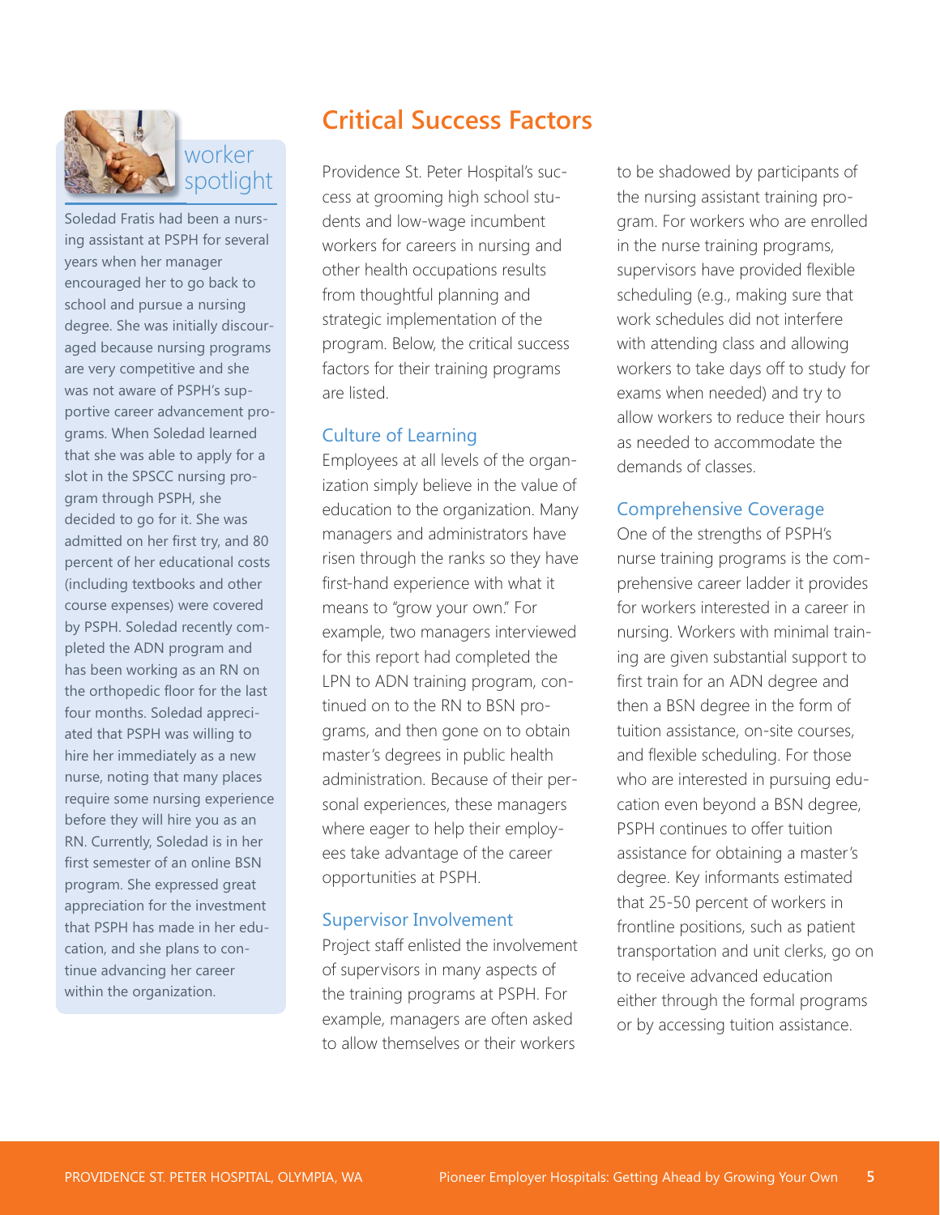## worker spotlight

Soledad Fratis had been a nursing assistant at PSPH for several years when her manager encouraged her to go back to school and pursue a nursing degree. She was initially discouraged because nursing programs are very competitive and she was not aware of PSPH's supportive career advancement programs. When Soledad learned that she was able to apply for a slot in the SPSCC nursing program through PSPH, she decided to go for it. She was admitted on her first try, and 80 percent of her educational costs (including textbooks and other course expenses) were covered by PSPH. Soledad recently completed the ADN program and has been working as an RN on the orthopedic floor for the last four months. Soledad appreciated that PSPH was willing to hire her immediately as a new nurse, noting that many places require some nursing experience before they will hire you as an RN. Currently, Soledad is in her first semester of an online BSN program. She expressed great appreciation for the investment that PSPH has made in her education, and she plans to continue advancing her career within the organization.

# Critical Success Factors

Providence St. Peter Hospital's success at grooming high school students and low-wage incumbent workers for careers in nursing and other health occupations results from thoughtful planning and strategic implementation of the program. Below, the critical success factors for their training programs are listed.

### Culture of Learning

Employees at all levels of the organization simply believe in the value of education to the organization. Many managers and administrators have risen through the ranks so they have first-hand experience with what it means to "grow your own." For example, two managers interviewed for this report had completed the LPN to ADN training program, continued on to the RN to BSN programs, and then gone on to obtain master's degrees in public health administration. Because of their personal experiences, these managers where eager to help their employees take advantage of the career opportunities at PSPH.

### Supervisor Involvement

Project staff enlisted the involvement of supervisors in many aspects of the training programs at PSPH. For example, managers are often asked to allow themselves or their workers to be shadowed by participants of the nursing assistant training program. For workers who are enrolled in the nurse training programs, supervisors have provided flexible scheduling (e.g., making sure that work schedules did not interfere with attending class and allowing workers to take days off to study for exams when needed) and try to allow workers to reduce their hours as needed to accommodate the demands of classes.

### Comprehensive Coverage

One of the strengths of PSPH's nurse training programs is the comprehensive career ladder it provides for workers interested in a career in nursing. Workers with minimal training are given substantial support to first train for an ADN degree and then a BSN degree in the form of tuition assistance, on-site courses, and flexible scheduling. For those who are interested in pursuing education even beyond a BSN degree, PSPH continues to offer tuition assistance for obtaining a master's degree. Key informants estimated that 25-50 percent of workers in frontline positions, such as patient transportation and unit clerks, go on to receive advanced education either through the formal programs or by accessing tuition assistance.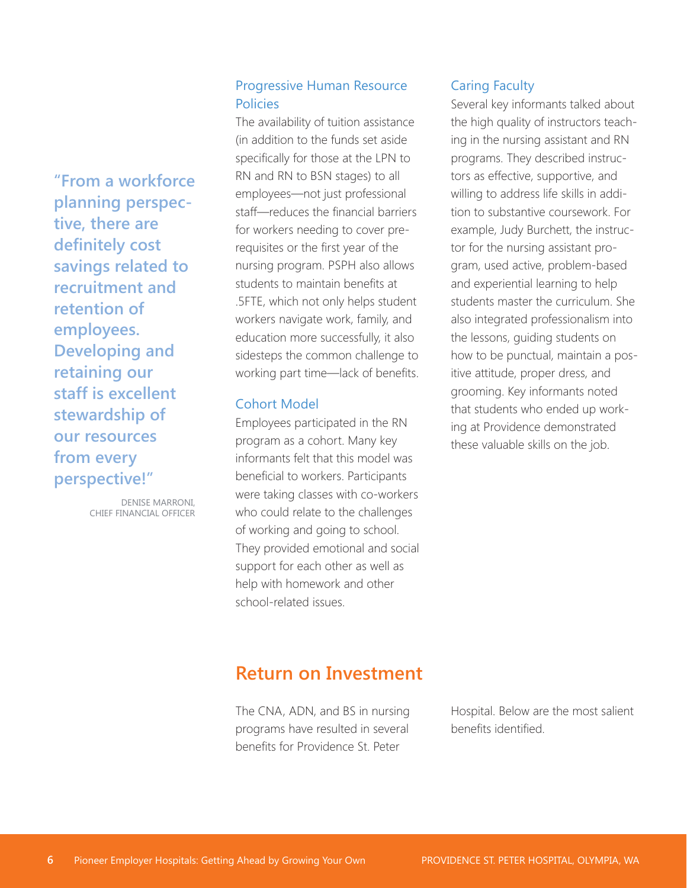> "From a workforce planning perspective, there are definitely cost savings related to recruitment and retention of employees. Developing and retaining our staff is excellent stewardship of our resources from every perspective!"
>
> DENISE MARRONI, CHIEF FINANCIAL OFFICER

### Progressive Human Resource Policies

The availability of tuition assistance (in addition to the funds set aside specifically for those at the LPN to RN and RN to BSN stages) to all employees—not just professional staff—reduces the financial barriers for workers needing to cover prerequisites or the first year of the nursing program. PSPH also allows students to maintain benefits at .5FTE, which not only helps student workers navigate work, family, and education more successfully, it also sidesteps the common challenge to working part time—lack of benefits.

### Cohort Model

Employees participated in the RN program as a cohort. Many key informants felt that this model was beneficial to workers. Participants were taking classes with co-workers who could relate to the challenges of working and going to school. They provided emotional and social support for each other as well as help with homework and other school-related issues.

### Caring Faculty

Several key informants talked about the high quality of instructors teaching in the nursing assistant and RN programs. They described instructors as effective, supportive, and willing to address life skills in addition to substantive coursework. For example, Judy Burchett, the instructor for the nursing assistant program, used active, problem-based and experiential learning to help students master the curriculum. She also integrated professionalism into the lessons, guiding students on how to be punctual, maintain a positive attitude, proper dress, and grooming. Key informants noted that students who ended up working at Providence demonstrated these valuable skills on the job.

## Return on Investment

The CNA, ADN, and BS in nursing programs have resulted in several benefits for Providence St. Peter Hospital. Below are the most salient benefits identified.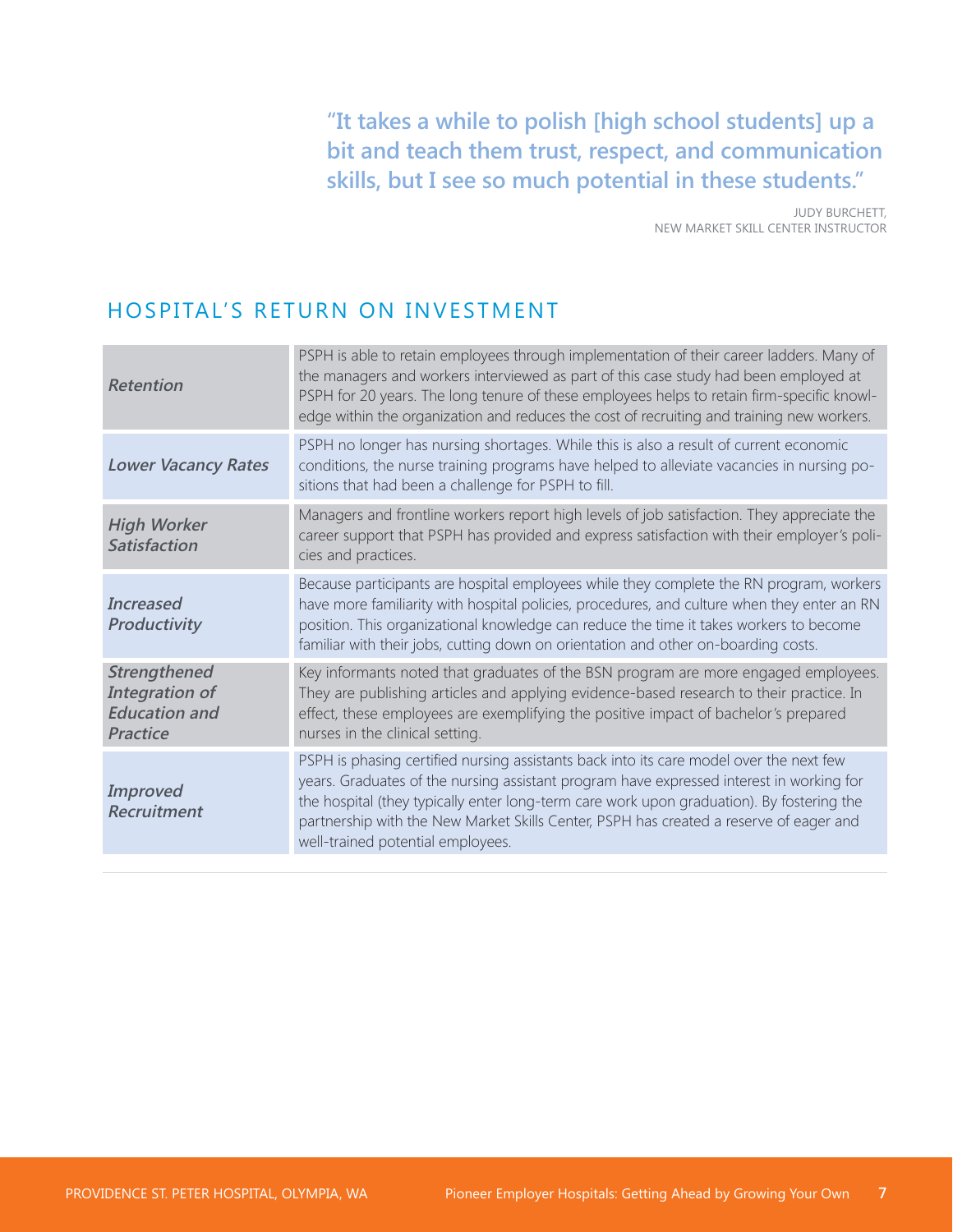> **"It takes a while to polish [high school students] up a bit and teach them trust, respect, and communication skills, but I see so much potential in these students."**
>
> JUDY BURCHETT,
> NEW MARKET SKILL CENTER INSTRUCTOR

## HOSPITAL'S RETURN ON INVESTMENT

| | |
|---|---|
| ***Retention*** | PSPH is able to retain employees through implementation of their career ladders. Many of the managers and workers interviewed as part of this case study had been employed at PSPH for 20 years. The long tenure of these employees helps to retain firm-specific knowledge within the organization and reduces the cost of recruiting and training new workers. |
| ***Lower Vacancy Rates*** | PSPH no longer has nursing shortages. While this is also a result of current economic conditions, the nurse training programs have helped to alleviate vacancies in nursing positions that had been a challenge for PSPH to fill. |
| ***High Worker Satisfaction*** | Managers and frontline workers report high levels of job satisfaction. They appreciate the career support that PSPH has provided and express satisfaction with their employer's policies and practices. |
| ***Increased Productivity*** | Because participants are hospital employees while they complete the RN program, workers have more familiarity with hospital policies, procedures, and culture when they enter an RN position. This organizational knowledge can reduce the time it takes workers to become familiar with their jobs, cutting down on orientation and other on-boarding costs. |
| ***Strengthened Integration of Education and Practice*** | Key informants noted that graduates of the BSN program are more engaged employees. They are publishing articles and applying evidence-based research to their practice. In effect, these employees are exemplifying the positive impact of bachelor's prepared nurses in the clinical setting. |
| ***Improved Recruitment*** | PSPH is phasing certified nursing assistants back into its care model over the next few years. Graduates of the nursing assistant program have expressed interest in working for the hospital (they typically enter long-term care work upon graduation). By fostering the partnership with the New Market Skills Center, PSPH has created a reserve of eager and well-trained potential employees. |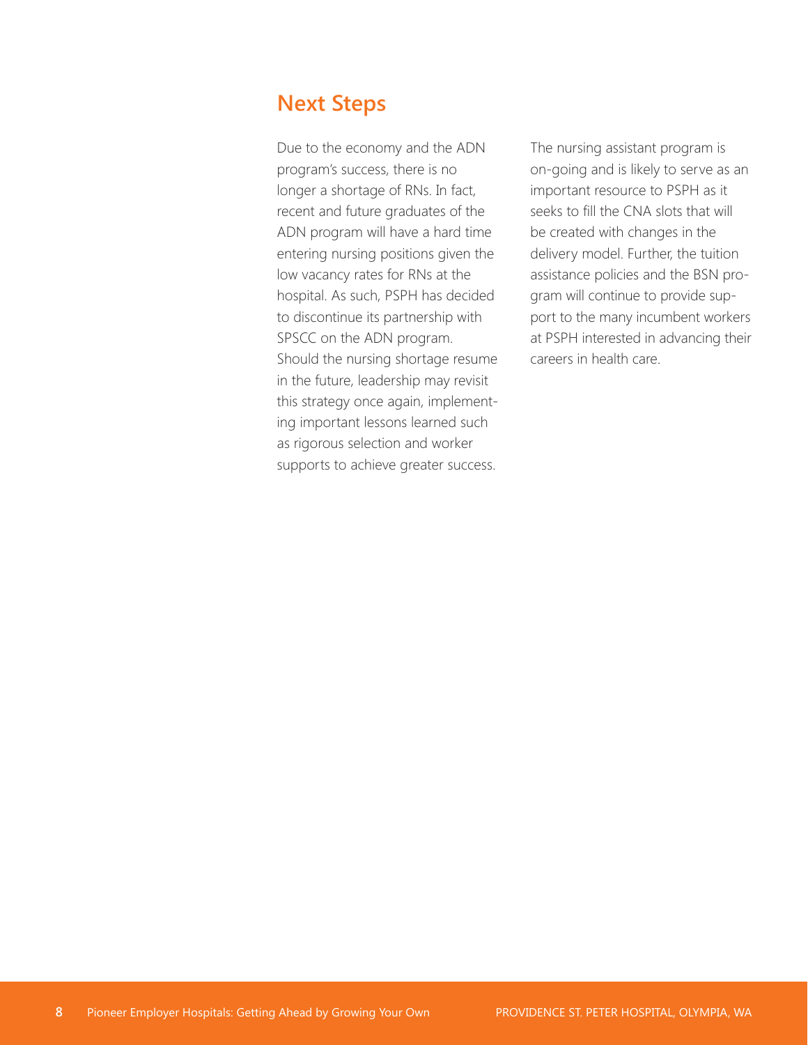## Next Steps

Due to the economy and the ADN program's success, there is no longer a shortage of RNs. In fact, recent and future graduates of the ADN program will have a hard time entering nursing positions given the low vacancy rates for RNs at the hospital. As such, PSPH has decided to discontinue its partnership with SPSCC on the ADN program. Should the nursing shortage resume in the future, leadership may revisit this strategy once again, implementing important lessons learned such as rigorous selection and worker supports to achieve greater success.

The nursing assistant program is on-going and is likely to serve as an important resource to PSPH as it seeks to fill the CNA slots that will be created with changes in the delivery model. Further, the tuition assistance policies and the BSN program will continue to provide support to the many incumbent workers at PSPH interested in advancing their careers in health care.